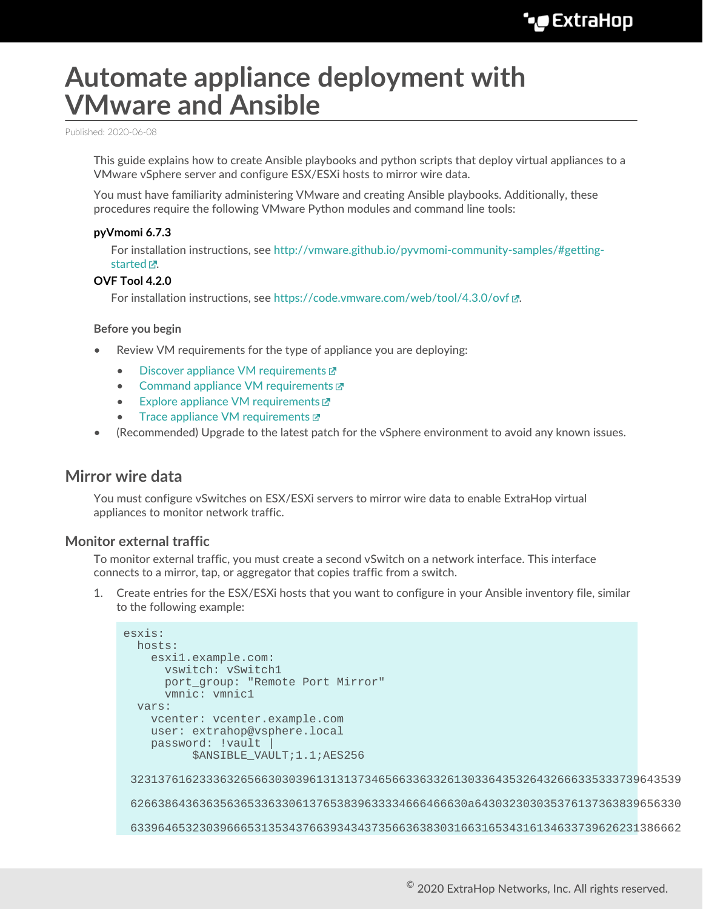# Automate appliance deployment with VMware and Ansible

Published: 2020-06-08

This guide explains how to create Ansible playbooks and python scripts that deploy virtual appliances to a VMware vSphere server and configure ESX/ESXi hosts to mirror wire data.

You must have familiarity administering VMware and creating Ansible playbooks. Additionally, these procedures require the following VMware Python modules and command line tools:

**pyVmomi 6.7.3**

For installation instructions, see http://vmware.github.io/pyvmomi-community-samples/#getting-started.

**OVF Tool 4.2.0**

For installation instructions, see https://code.vmware.com/web/tool/4.3.0/ovf.

**Before you begin**

- Review VM requirements for the type of appliance you are deploying:
  - Discover appliance VM requirements
  - Command appliance VM requirements
  - Explore appliance VM requirements
  - Trace appliance VM requirements
- (Recommended) Upgrade to the latest patch for the vSphere environment to avoid any known issues.

## Mirror wire data

You must configure vSwitches on ESX/ESXi servers to mirror wire data to enable ExtraHop virtual appliances to monitor network traffic.

### Monitor external traffic

To monitor external traffic, you must create a second vSwitch on a network interface. This interface connects to a mirror, tap, or aggregator that copies traffic from a switch.

1. Create entries for the ESX/ESXi hosts that you want to configure in your Ansible inventory file, similar to the following example:

```
esxis:
  hosts:
    esxi1.example.com:
      vswitch: vSwitch1
      port_group: "Remote Port Mirror"
      vmnic: vmnic1
  vars:
    vcenter: vcenter.example.com
    user: extrahop@vsphere.local
    password: !vault |
          $ANSIBLE_VAULT;1.1;AES256

32313761623336326566303039613131373465663363326130336435326432666335333739643539

62663864363635636533633061376538396333346664666 30a6430323030353761373638396563 30

63396465323039666531353437663934343735663638303166316534316134633739626231386662
```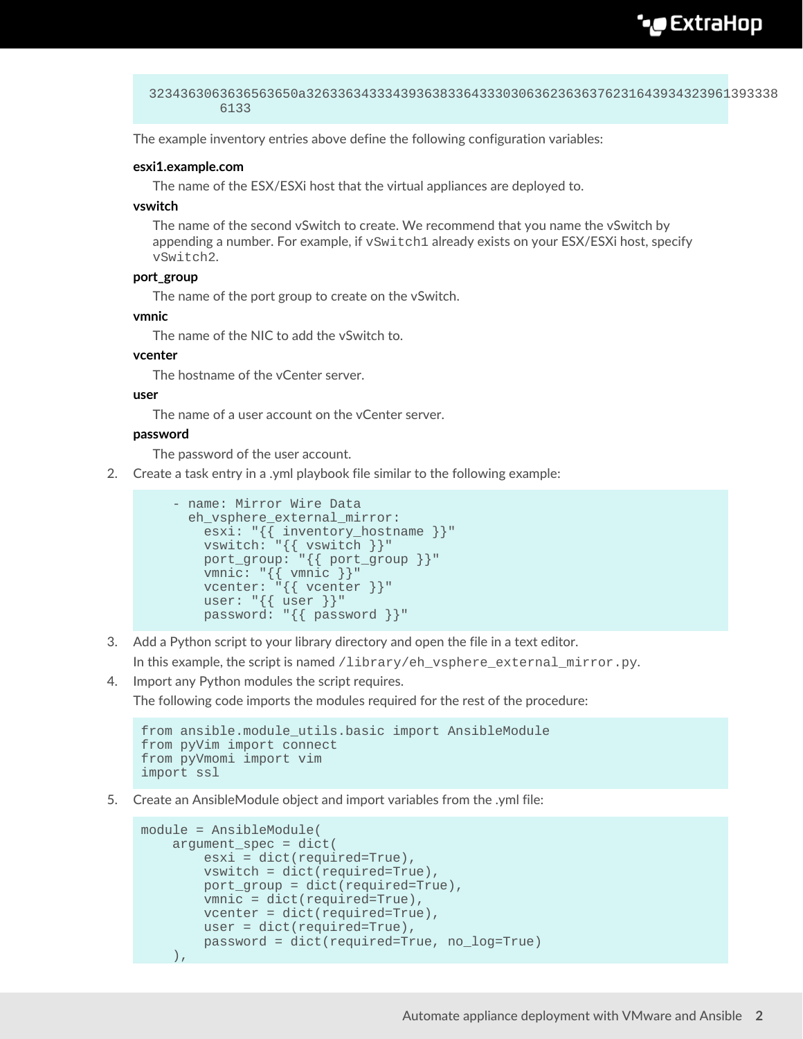```
3234363063636563650a3263363433343936383364333030636236363762316439343239613933386133
```

The example inventory entries above define the following configuration variables:

**esxi1.example.com**

The name of the ESX/ESXi host that the virtual appliances are deployed to.

**vswitch**

The name of the second vSwitch to create. We recommend that you name the vSwitch by appending a number. For example, if `vSwitch1` already exists on your ESX/ESXi host, specify `vSwitch2`.

**port_group**

The name of the port group to create on the vSwitch.

**vmnic**

The name of the NIC to add the vSwitch to.

**vcenter**

The hostname of the vCenter server.

**user**

The name of a user account on the vCenter server.

**password**

The password of the user account.

2. Create a task entry in a .yml playbook file similar to the following example:

```
    - name: Mirror Wire Data
      eh_vsphere_external_mirror:
        esxi: "{{ inventory_hostname }}"
        vswitch: "{{ vswitch }}"
        port_group: "{{ port_group }}"
        vmnic: "{{ vmnic }}"
        vcenter: "{{ vcenter }}"
        user: "{{ user }}"
        password: "{{ password }}"
```

3. Add a Python script to your library directory and open the file in a text editor.

   In this example, the script is named `/library/eh_vsphere_external_mirror.py`.

4. Import any Python modules the script requires.

   The following code imports the modules required for the rest of the procedure:

```
from ansible.module_utils.basic import AnsibleModule
from pyVim import connect
from pyVmomi import vim
import ssl
```

5. Create an AnsibleModule object and import variables from the .yml file:

```
module = AnsibleModule(
    argument_spec = dict(
        esxi = dict(required=True),
        vswitch = dict(required=True),
        port_group = dict(required=True),
        vmnic = dict(required=True),
        vcenter = dict(required=True),
        user = dict(required=True),
        password = dict(required=True, no_log=True)
    ),
```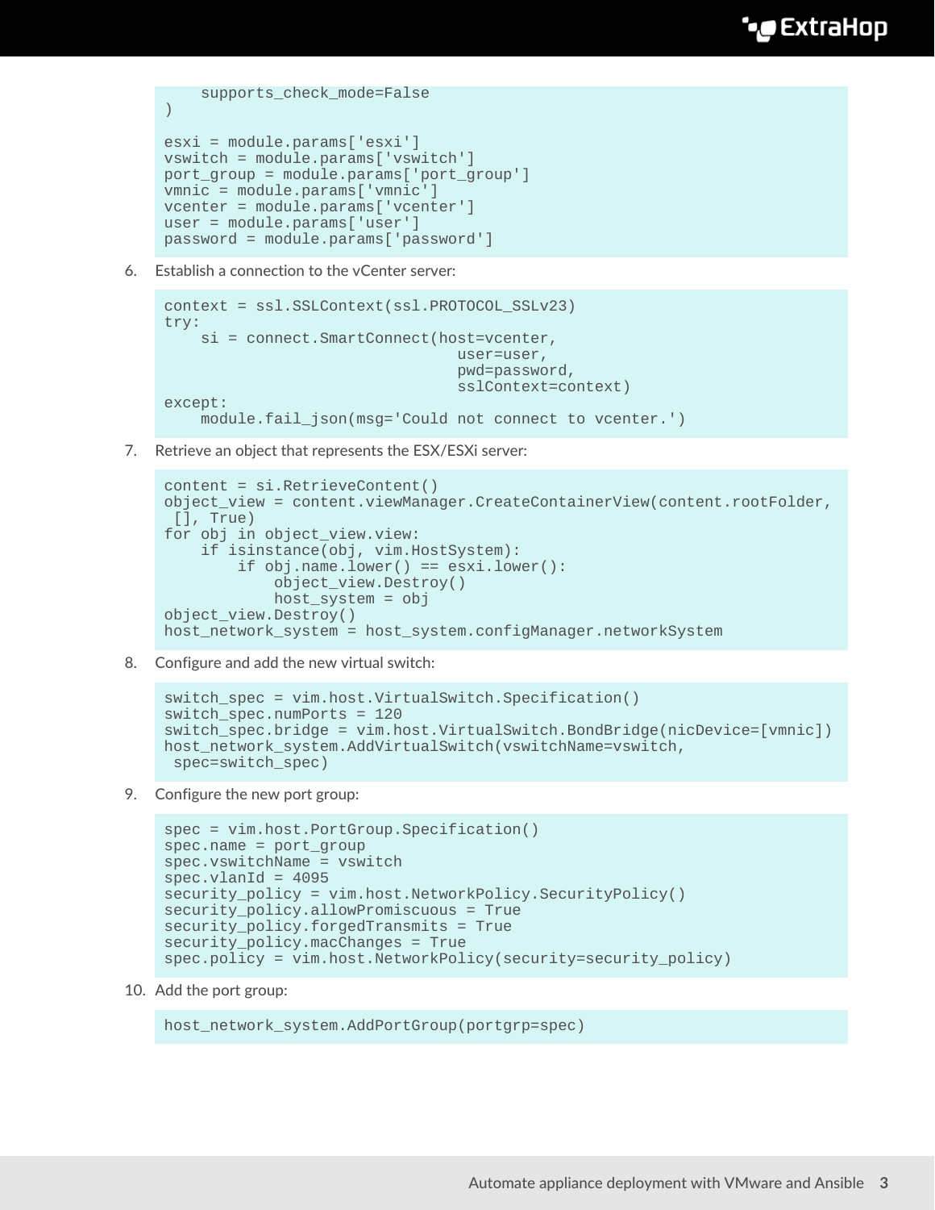```
    supports_check_mode=False
)

esxi = module.params['esxi']
vswitch = module.params['vswitch']
port_group = module.params['port_group']
vmnic = module.params['vmnic']
vcenter = module.params['vcenter']
user = module.params['user']
password = module.params['password']
```

6. Establish a connection to the vCenter server:

```
context = ssl.SSLContext(ssl.PROTOCOL_SSLv23)
try:
    si = connect.SmartConnect(host=vcenter,
                              user=user,
                              pwd=password,
                              sslContext=context)
except:
    module.fail_json(msg='Could not connect to vcenter.')
```

7. Retrieve an object that represents the ESX/ESXi server:

```
content = si.RetrieveContent()
object_view = content.viewManager.CreateContainerView(content.rootFolder,
 [], True)
for obj in object_view.view:
    if isinstance(obj, vim.HostSystem):
        if obj.name.lower() == esxi.lower():
            object_view.Destroy()
            host_system = obj
object_view.Destroy()
host_network_system = host_system.configManager.networkSystem
```

8. Configure and add the new virtual switch:

```
switch_spec = vim.host.VirtualSwitch.Specification()
switch_spec.numPorts = 120
switch_spec.bridge = vim.host.VirtualSwitch.BondBridge(nicDevice=[vmnic])
host_network_system.AddVirtualSwitch(vswitchName=vswitch,
 spec=switch_spec)
```

9. Configure the new port group:

```
spec = vim.host.PortGroup.Specification()
spec.name = port_group
spec.vswitchName = vswitch
spec.vlanId = 4095
security_policy = vim.host.NetworkPolicy.SecurityPolicy()
security_policy.allowPromiscuous = True
security_policy.forgedTransmits = True
security_policy.macChanges = True
spec.policy = vim.host.NetworkPolicy(security=security_policy)
```

10. Add the port group:

```
host_network_system.AddPortGroup(portgrp=spec)
```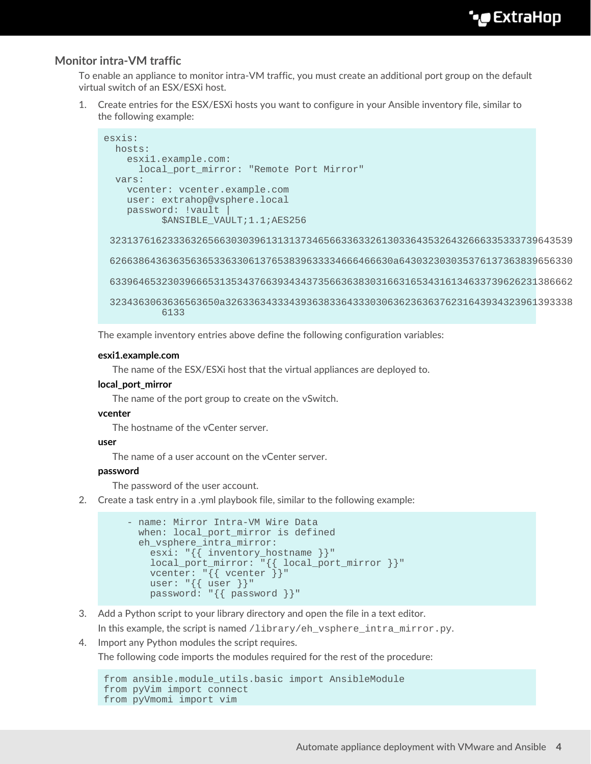## Monitor intra-VM traffic

To enable an appliance to monitor intra-VM traffic, you must create an additional port group on the default virtual switch of an ESX/ESXi host.

1. Create entries for the ESX/ESXi hosts you want to configure in your Ansible inventory file, similar to the following example:

```
esxis:
  hosts:
    esxi1.example.com:
      local_port_mirror: "Remote Port Mirror"
  vars:
    vcenter: vcenter.example.com
    user: extrahop@vsphere.local
    password: !vault |
          $ANSIBLE_VAULT;1.1;AES256

 32313761623336326566303039613131373465663363326130336435326432666335333739643539

 62663864363635636533633061376538396333346664666630a643032303035376137363839656330

 63396465323039666531353437663934343735663638303166316534316134633739626231386662

 32343630636365636 50a32633634333439363833643330306362363637623164393432396139333 38
          6133
```

The example inventory entries above define the following configuration variables:

**esxi1.example.com**
: The name of the ESX/ESXi host that the virtual appliances are deployed to.

**local_port_mirror**
: The name of the port group to create on the vSwitch.

**vcenter**
: The hostname of the vCenter server.

**user**
: The name of a user account on the vCenter server.

**password**
: The password of the user account.

2. Create a task entry in a .yml playbook file, similar to the following example:

```
    - name: Mirror Intra-VM Wire Data
      when: local_port_mirror is defined
      eh_vsphere_intra_mirror:
        esxi: "{{ inventory_hostname }}"
        local_port_mirror: "{{ local_port_mirror }}"
        vcenter: "{{ vcenter }}"
        user: "{{ user }}"
        password: "{{ password }}"
```

3. Add a Python script to your library directory and open the file in a text editor.

   In this example, the script is named `/library/eh_vsphere_intra_mirror.py`.

4. Import any Python modules the script requires.

   The following code imports the modules required for the rest of the procedure:

```
from ansible.module_utils.basic import AnsibleModule
from pyVim import connect
from pyVmomi import vim
```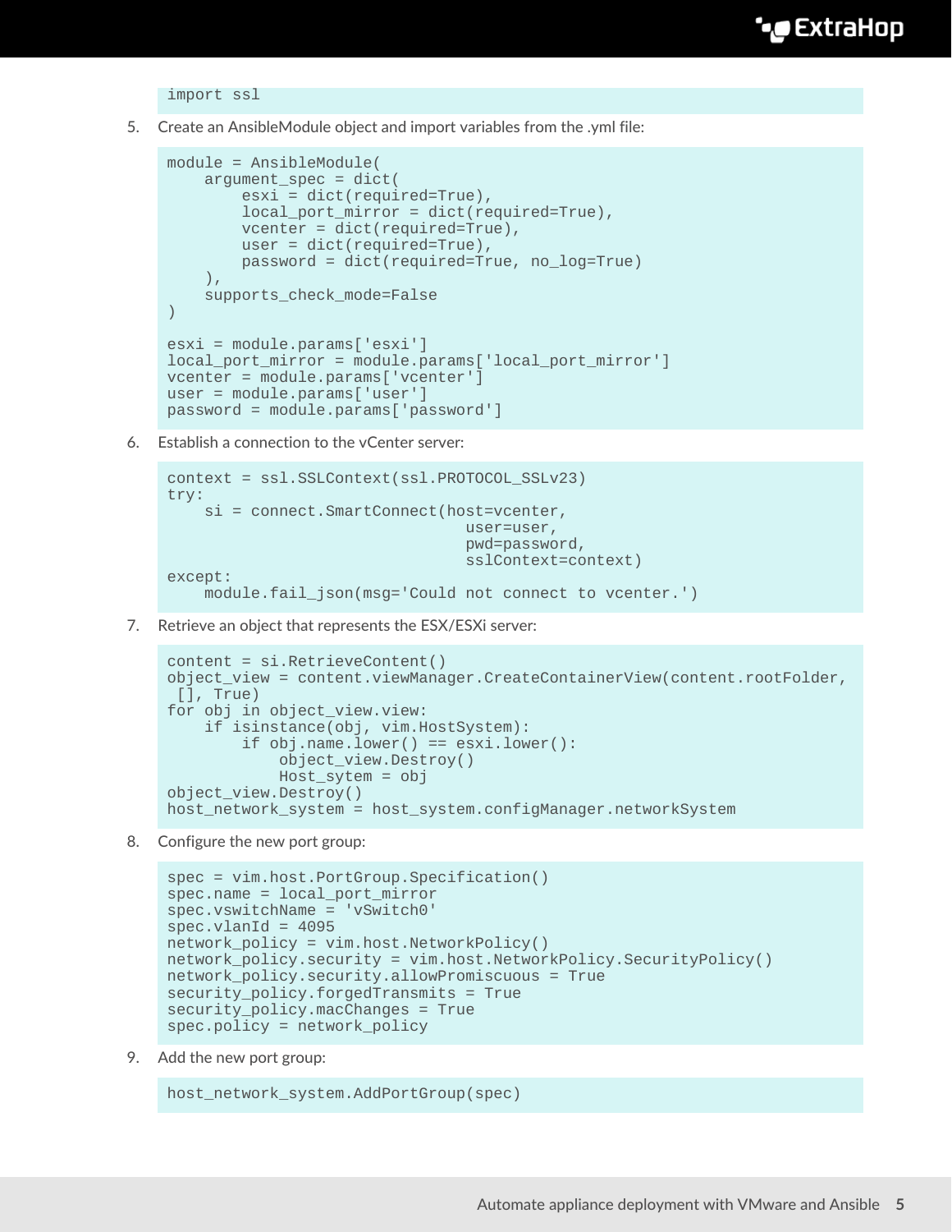```
import ssl
```

5. Create an AnsibleModule object and import variables from the .yml file:

```
module = AnsibleModule(
    argument_spec = dict(
        esxi = dict(required=True),
        local_port_mirror = dict(required=True),
        vcenter = dict(required=True),
        user = dict(required=True),
        password = dict(required=True, no_log=True)
    ),
    supports_check_mode=False
)

esxi = module.params['esxi']
local_port_mirror = module.params['local_port_mirror']
vcenter = module.params['vcenter']
user = module.params['user']
password = module.params['password']
```

6. Establish a connection to the vCenter server:

```
context = ssl.SSLContext(ssl.PROTOCOL_SSLv23)
try:
    si = connect.SmartConnect(host=vcenter,
                                user=user,
                                pwd=password,
                                sslContext=context)
except:
    module.fail_json(msg='Could not connect to vcenter.')
```

7. Retrieve an object that represents the ESX/ESXi server:

```
content = si.RetrieveContent()
object_view = content.viewManager.CreateContainerView(content.rootFolder,
 [], True)
for obj in object_view.view:
    if isinstance(obj, vim.HostSystem):
        if obj.name.lower() == esxi.lower():
            object_view.Destroy()
            Host_sytem = obj
object_view.Destroy()
host_network_system = host_system.configManager.networkSystem
```

8. Configure the new port group:

```
spec = vim.host.PortGroup.Specification()
spec.name = local_port_mirror
spec.vswitchName = 'vSwitch0'
spec.vlanId = 4095
network_policy = vim.host.NetworkPolicy()
network_policy.security = vim.host.NetworkPolicy.SecurityPolicy()
network_policy.security.allowPromiscuous = True
security_policy.forgedTransmits = True
security_policy.macChanges = True
spec.policy = network_policy
```

9. Add the new port group:

```
host_network_system.AddPortGroup(spec)
```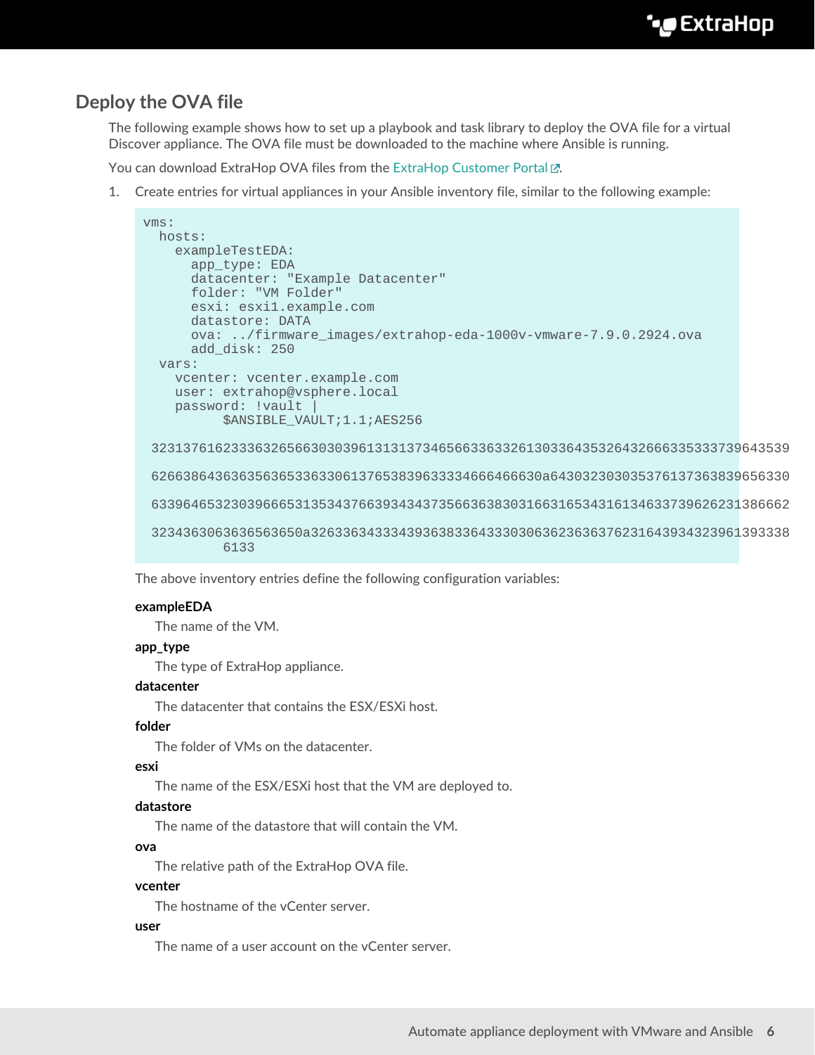## Deploy the OVA file

The following example shows how to set up a playbook and task library to deploy the OVA file for a virtual Discover appliance. The OVA file must be downloaded to the machine where Ansible is running.

You can download ExtraHop OVA files from the ExtraHop Customer Portal.

1. Create entries for virtual appliances in your Ansible inventory file, similar to the following example:

```
vms:
  hosts:
    exampleTestEDA:
      app_type: EDA
      datacenter: "Example Datacenter"
      folder: "VM Folder"
      esxi: esxi1.example.com
      datastore: DATA
      ova: ../firmware_images/extrahop-eda-1000v-vmware-7.9.0.2924.ova
      add_disk: 250
  vars:
    vcenter: vcenter.example.com
    user: extrahop@vsphere.local
    password: !vault |
          $ANSIBLE_VAULT;1.1;AES256

 32313761623336326566303039613131373465663363326130336435326432666335333739643539

 62663864363635636533633061376538396333346664666630a643032303035376137363839656330

 63396465323039666531353437663934343735663638303166316534316134633739626231386662

 3234363063636563650a326336343334393638336433303063623636376231643934323961393338
          6133
```

The above inventory entries define the following configuration variables:

**exampleEDA**
: The name of the VM.

**app_type**
: The type of ExtraHop appliance.

**datacenter**
: The datacenter that contains the ESX/ESXi host.

**folder**
: The folder of VMs on the datacenter.

**esxi**
: The name of the ESX/ESXi host that the VM are deployed to.

**datastore**
: The name of the datastore that will contain the VM.

**ova**
: The relative path of the ExtraHop OVA file.

**vcenter**
: The hostname of the vCenter server.

**user**
: The name of a user account on the vCenter server.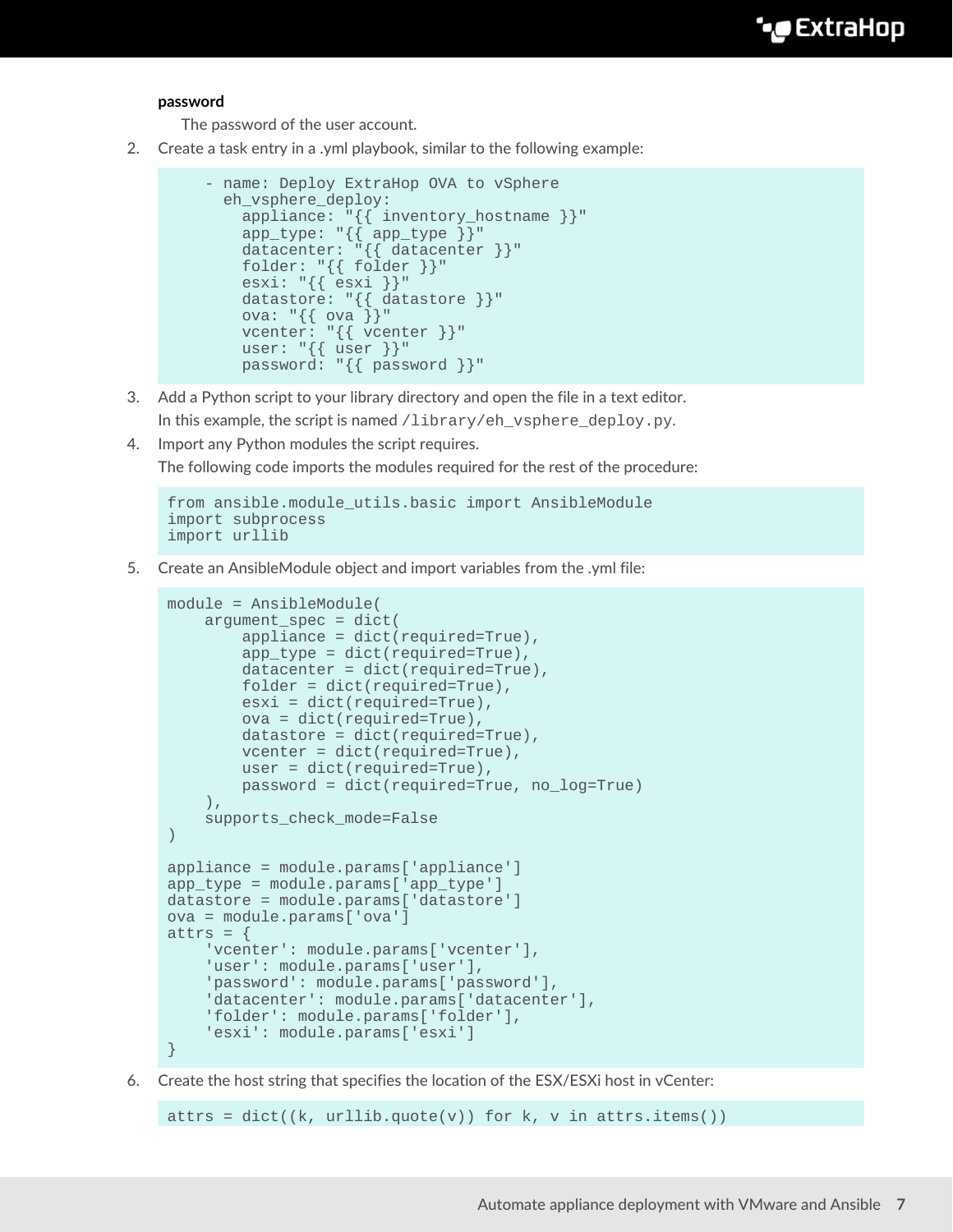**password**

The password of the user account.

2. Create a task entry in a .yml playbook, similar to the following example:

```
    - name: Deploy ExtraHop OVA to vSphere
      eh_vsphere_deploy:
        appliance: "{{ inventory_hostname }}"
        app_type: "{{ app_type }}"
        datacenter: "{{ datacenter }}"
        folder: "{{ folder }}"
        esxi: "{{ esxi }}"
        datastore: "{{ datastore }}"
        ova: "{{ ova }}"
        vcenter: "{{ vcenter }}"
        user: "{{ user }}"
        password: "{{ password }}"
```

3. Add a Python script to your library directory and open the file in a text editor.

   In this example, the script is named `/library/eh_vsphere_deploy.py`.

4. Import any Python modules the script requires.

   The following code imports the modules required for the rest of the procedure:

```
from ansible.module_utils.basic import AnsibleModule
import subprocess
import urllib
```

5. Create an AnsibleModule object and import variables from the .yml file:

```
module = AnsibleModule(
    argument_spec = dict(
        appliance = dict(required=True),
        app_type = dict(required=True),
        datacenter = dict(required=True),
        folder = dict(required=True),
        esxi = dict(required=True),
        ova = dict(required=True),
        datastore = dict(required=True),
        vcenter = dict(required=True),
        user = dict(required=True),
        password = dict(required=True, no_log=True)
    ),
    supports_check_mode=False
)

appliance = module.params['appliance']
app_type = module.params['app_type']
datastore = module.params['datastore']
ova = module.params['ova']
attrs = {
    'vcenter': module.params['vcenter'],
    'user': module.params['user'],
    'password': module.params['password'],
    'datacenter': module.params['datacenter'],
    'folder': module.params['folder'],
    'esxi': module.params['esxi']
}
```

6. Create the host string that specifies the location of the ESX/ESXi host in vCenter:

```
attrs = dict((k, urllib.quote(v)) for k, v in attrs.items())
```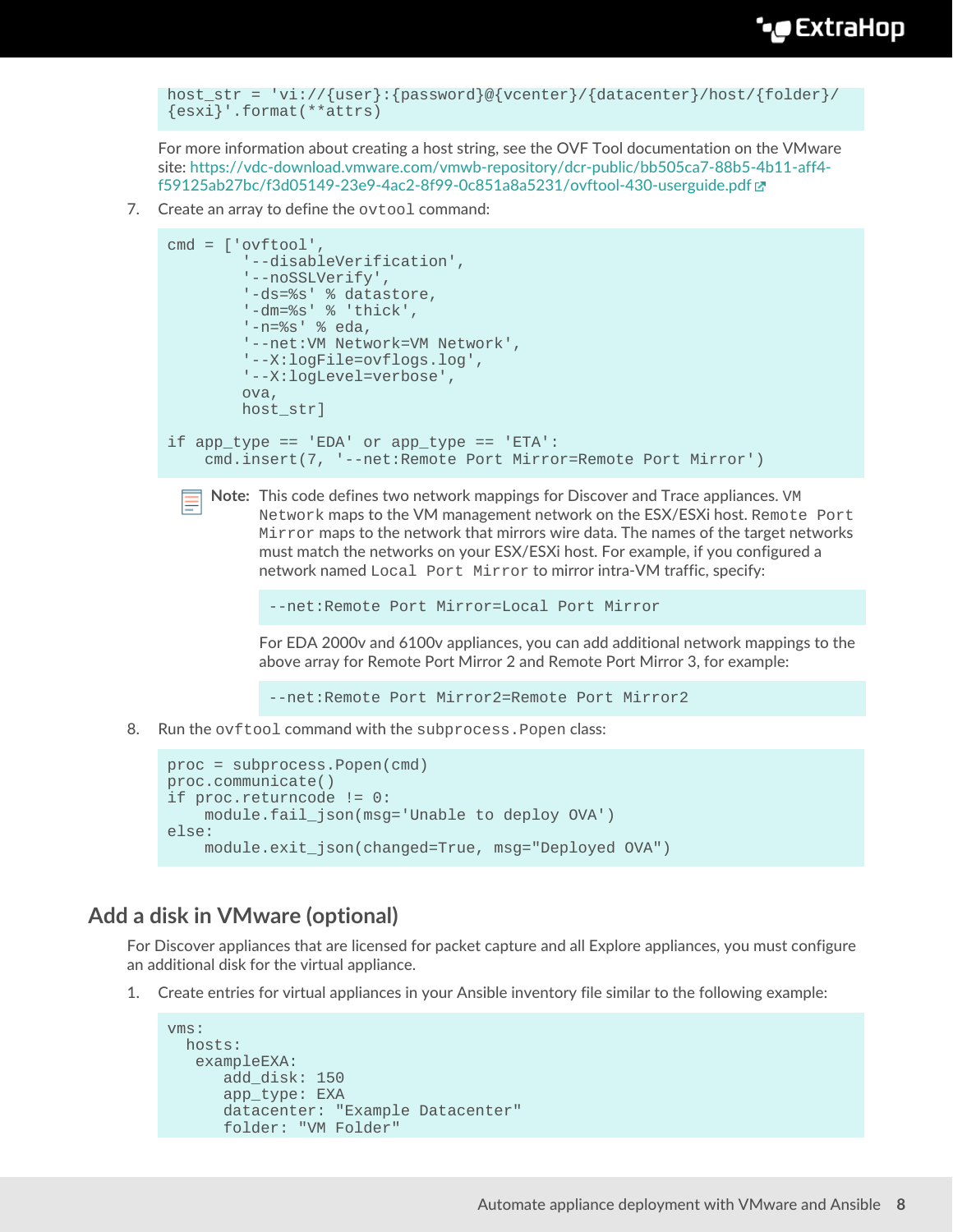```
host_str = 'vi://{user}:{password}@{vcenter}/{datacenter}/host/{folder}/
{esxi}'.format(**attrs)
```

For more information about creating a host string, see the OVF Tool documentation on the VMware site: https://vdc-download.vmware.com/vmwb-repository/dcr-public/bb505ca7-88b5-4b11-aff4-f59125ab27bc/f3d05149-23e9-4ac2-8f99-0c851a8a5231/ovftool-430-userguide.pdf

7. Create an array to define the `ovtool` command:

```
cmd = ['ovftool',
        '--disableVerification',
        '--noSSLVerify',
        '-ds=%s' % datastore,
        '-dm=%s' % 'thick',
        '-n=%s' % eda,
        '--net:VM Network=VM Network',
        '--X:logFile=ovflogs.log',
        '--X:logLevel=verbose',
        ova,
        host_str]

if app_type == 'EDA' or app_type == 'ETA':
    cmd.insert(7, '--net:Remote Port Mirror=Remote Port Mirror')
```

**Note:** This code defines two network mappings for Discover and Trace appliances. `VM Network` maps to the VM management network on the ESX/ESXi host. `Remote Port Mirror` maps to the network that mirrors wire data. The names of the target networks must match the networks on your ESX/ESXi host. For example, if you configured a network named `Local Port Mirror` to mirror intra-VM traffic, specify:

```
--net:Remote Port Mirror=Local Port Mirror
```

For EDA 2000v and 6100v appliances, you can add additional network mappings to the above array for Remote Port Mirror 2 and Remote Port Mirror 3, for example:

```
--net:Remote Port Mirror2=Remote Port Mirror2
```

8. Run the `ovftool` command with the `subprocess.Popen` class:

```
proc = subprocess.Popen(cmd)
proc.communicate()
if proc.returncode != 0:
    module.fail_json(msg='Unable to deploy OVA')
else:
    module.exit_json(changed=True, msg="Deployed OVA")
```

## Add a disk in VMware (optional)

For Discover appliances that are licensed for packet capture and all Explore appliances, you must configure an additional disk for the virtual appliance.

1. Create entries for virtual appliances in your Ansible inventory file similar to the following example:

```
vms:
  hosts:
   exampleEXA:
      add_disk: 150
      app_type: EXA
      datacenter: "Example Datacenter"
      folder: "VM Folder"
```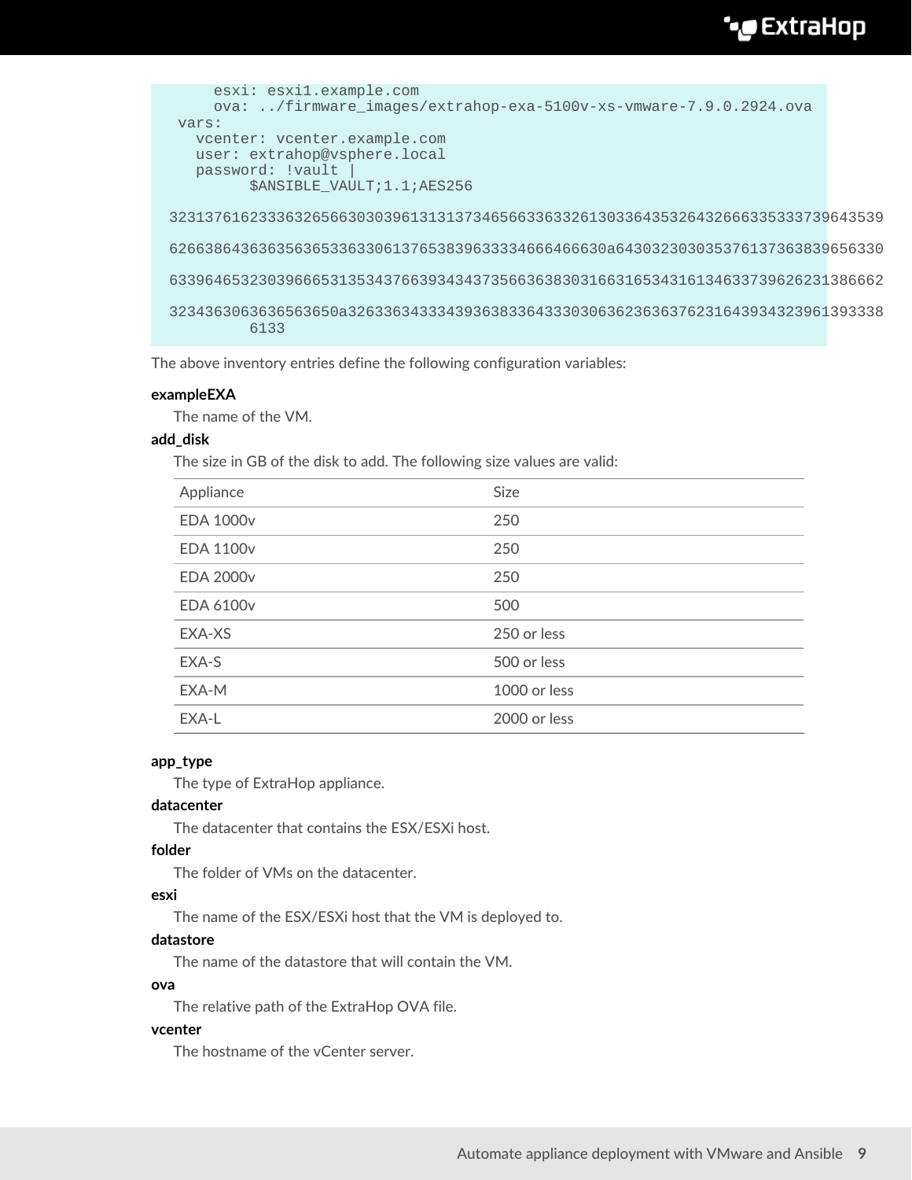```
      esxi: esxi1.example.com
      ova: ../firmware_images/extrahop-exa-5100v-xs-vmware-7.9.0.2924.ova
  vars:
    vcenter: vcenter.example.com
    user: extrahop@vsphere.local
    password: !vault |
          $ANSIBLE_VAULT;1.1;AES256

  32313761623336326566303039613131373465663363326130336435326432666335333739643539

  62663864363635636533633061376538396333346664666630a643032303035376137363839656330

  63396465323039666531353437663934343735663638303166316534316134633739626231386662

  3234363063636563650a3263363433343936383364333030636236363762316439343239613933386133
          6133
```

The above inventory entries define the following configuration variables:

**exampleEXA**
: The name of the VM.

**add_disk**
: The size in GB of the disk to add. The following size values are valid:

| Appliance | Size |
|---|---|
| EDA 1000v | 250 |
| EDA 1100v | 250 |
| EDA 2000v | 250 |
| EDA 6100v | 500 |
| EXA-XS | 250 or less |
| EXA-S | 500 or less |
| EXA-M | 1000 or less |
| EXA-L | 2000 or less |

**app_type**
: The type of ExtraHop appliance.

**datacenter**
: The datacenter that contains the ESX/ESXi host.

**folder**
: The folder of VMs on the datacenter.

**esxi**
: The name of the ESX/ESXi host that the VM is deployed to.

**datastore**
: The name of the datastore that will contain the VM.

**ova**
: The relative path of the ExtraHop OVA file.

**vcenter**
: The hostname of the vCenter server.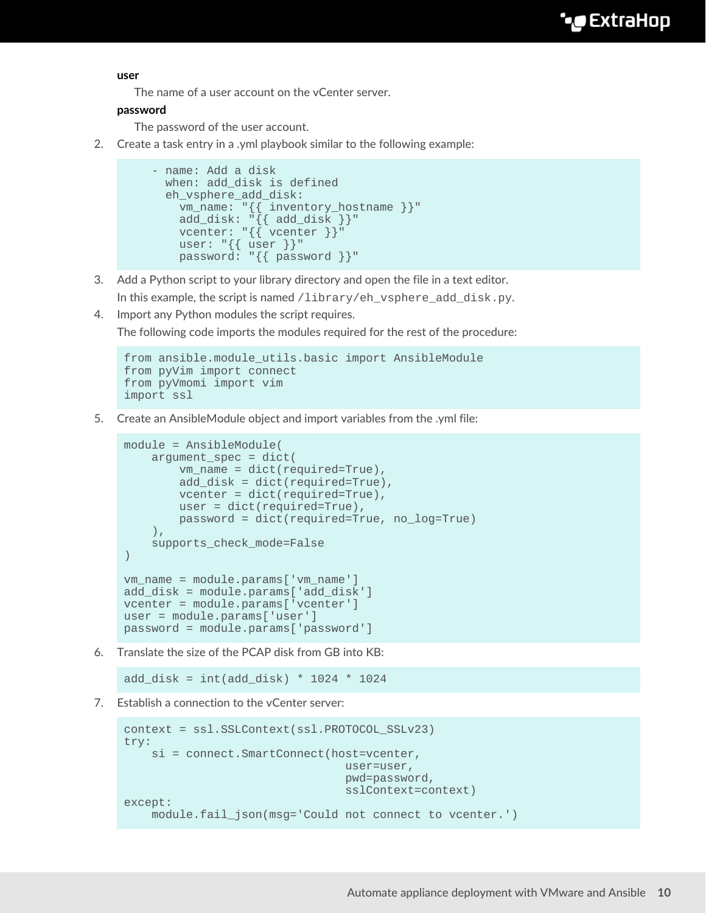**user**

The name of a user account on the vCenter server.

**password**

The password of the user account.

2. Create a task entry in a .yml playbook similar to the following example:

```
    - name: Add a disk
      when: add_disk is defined
      eh_vsphere_add_disk:
        vm_name: "{{ inventory_hostname }}"
        add_disk: "{{ add_disk }}"
        vcenter: "{{ vcenter }}"
        user: "{{ user }}"
        password: "{{ password }}"
```

3. Add a Python script to your library directory and open the file in a text editor.

   In this example, the script is named `/library/eh_vsphere_add_disk.py`.

4. Import any Python modules the script requires.

   The following code imports the modules required for the rest of the procedure:

```
from ansible.module_utils.basic import AnsibleModule
from pyVim import connect
from pyVmomi import vim
import ssl
```

5. Create an AnsibleModule object and import variables from the .yml file:

```
module = AnsibleModule(
    argument_spec = dict(
        vm_name = dict(required=True),
        add_disk = dict(required=True),
        vcenter = dict(required=True),
        user = dict(required=True),
        password = dict(required=True, no_log=True)
    ),
    supports_check_mode=False
)

vm_name = module.params['vm_name']
add_disk = module.params['add_disk']
vcenter = module.params['vcenter']
user = module.params['user']
password = module.params['password']
```

6. Translate the size of the PCAP disk from GB into KB:

```
add_disk = int(add_disk) * 1024 * 1024
```

7. Establish a connection to the vCenter server:

```
context = ssl.SSLContext(ssl.PROTOCOL_SSLv23)
try:
    si = connect.SmartConnect(host=vcenter,
                              user=user,
                              pwd=password,
                              sslContext=context)
except:
    module.fail_json(msg='Could not connect to vcenter.')
```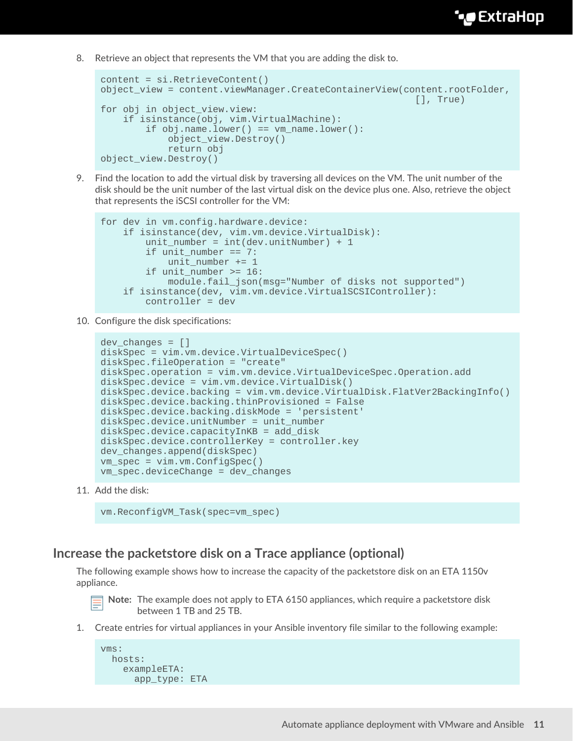8. Retrieve an object that represents the VM that you are adding the disk to.

```
content = si.RetrieveContent()
object_view = content.viewManager.CreateContainerView(content.rootFolder,
                                                        [], True)
for obj in object_view.view:
    if isinstance(obj, vim.VirtualMachine):
        if obj.name.lower() == vm_name.lower():
            object_view.Destroy()
            return obj
object_view.Destroy()
```

9. Find the location to add the virtual disk by traversing all devices on the VM. The unit number of the disk should be the unit number of the last virtual disk on the device plus one. Also, retrieve the object that represents the iSCSI controller for the VM:

```
for dev in vm.config.hardware.device:
    if isinstance(dev, vim.vm.device.VirtualDisk):
        unit_number = int(dev.unitNumber) + 1
        if unit_number == 7:
            unit_number += 1
        if unit_number >= 16:
            module.fail_json(msg="Number of disks not supported")
    if isinstance(dev, vim.vm.device.VirtualSCSIController):
        controller = dev
```

10. Configure the disk specifications:

```
dev_changes = []
diskSpec = vim.vm.device.VirtualDeviceSpec()
diskSpec.fileOperation = "create"
diskSpec.operation = vim.vm.device.VirtualDeviceSpec.Operation.add
diskSpec.device = vim.vm.device.VirtualDisk()
diskSpec.device.backing = vim.vm.device.VirtualDisk.FlatVer2BackingInfo()
diskSpec.device.backing.thinProvisioned = False
diskSpec.device.backing.diskMode = 'persistent'
diskSpec.device.unitNumber = unit_number
diskSpec.device.capacityInKB = add_disk
diskSpec.device.controllerKey = controller.key
dev_changes.append(diskSpec)
vm_spec = vim.vm.ConfigSpec()
vm_spec.deviceChange = dev_changes
```

11. Add the disk:

```
vm.ReconfigVM_Task(spec=vm_spec)
```

## Increase the packetstore disk on a Trace appliance (optional)

The following example shows how to increase the capacity of the packetstore disk on an ETA 1150v appliance.

**Note:** The example does not apply to ETA 6150 appliances, which require a packetstore disk between 1 TB and 25 TB.

1. Create entries for virtual appliances in your Ansible inventory file similar to the following example:

```
vms:
  hosts:
    exampleETA:
      app_type: ETA
```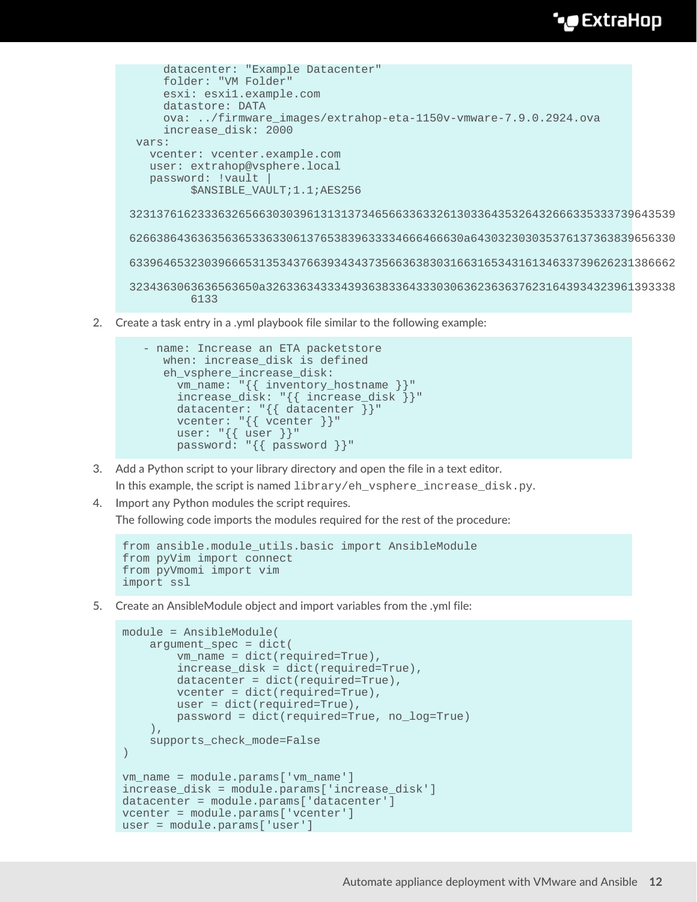```
      datacenter: "Example Datacenter"
      folder: "VM Folder"
      esxi: esxi1.example.com
      datastore: DATA
      ova: ../firmware_images/extrahop-eta-1150v-vmware-7.9.0.2924.ova
      increase_disk: 2000
  vars:
    vcenter: vcenter.example.com
    user: extrahop@vsphere.local
    password: !vault |
          $ANSIBLE_VAULT;1.1;AES256

 32313761623336326566303039613131373465663363326130336435326432666335333739643539

 62663864363635636536333061376538396333346664666 30a64303230303537613736383965 6330

 63396465323039666531353437663934343735663638303166316534316134633739626231386662

 3234363063636563650a326336343334393638336433303063623636376231643934323961393338
          6133
```

2. Create a task entry in a .yml playbook file similar to the following example:

```
    - name: Increase an ETA packetstore
      when: increase_disk is defined
      eh_vsphere_increase_disk:
        vm_name: "{{ inventory_hostname }}"
        increase_disk: "{{ increase_disk }}"
        datacenter: "{{ datacenter }}"
        vcenter: "{{ vcenter }}"
        user: "{{ user }}"
        password: "{{ password }}"
```

3. Add a Python script to your library directory and open the file in a text editor.

   In this example, the script is named `library/eh_vsphere_increase_disk.py`.

4. Import any Python modules the script requires.

   The following code imports the modules required for the rest of the procedure:

```
from ansible.module_utils.basic import AnsibleModule
from pyVim import connect
from pyVmomi import vim
import ssl
```

5. Create an AnsibleModule object and import variables from the .yml file:

```
module = AnsibleModule(
    argument_spec = dict(
        vm_name = dict(required=True),
        increase_disk = dict(required=True),
        datacenter = dict(required=True),
        vcenter = dict(required=True),
        user = dict(required=True),
        password = dict(required=True, no_log=True)
    ),
    supports_check_mode=False
)

vm_name = module.params['vm_name']
increase_disk = module.params['increase_disk']
datacenter = module.params['datacenter']
vcenter = module.params['vcenter']
user = module.params['user']
```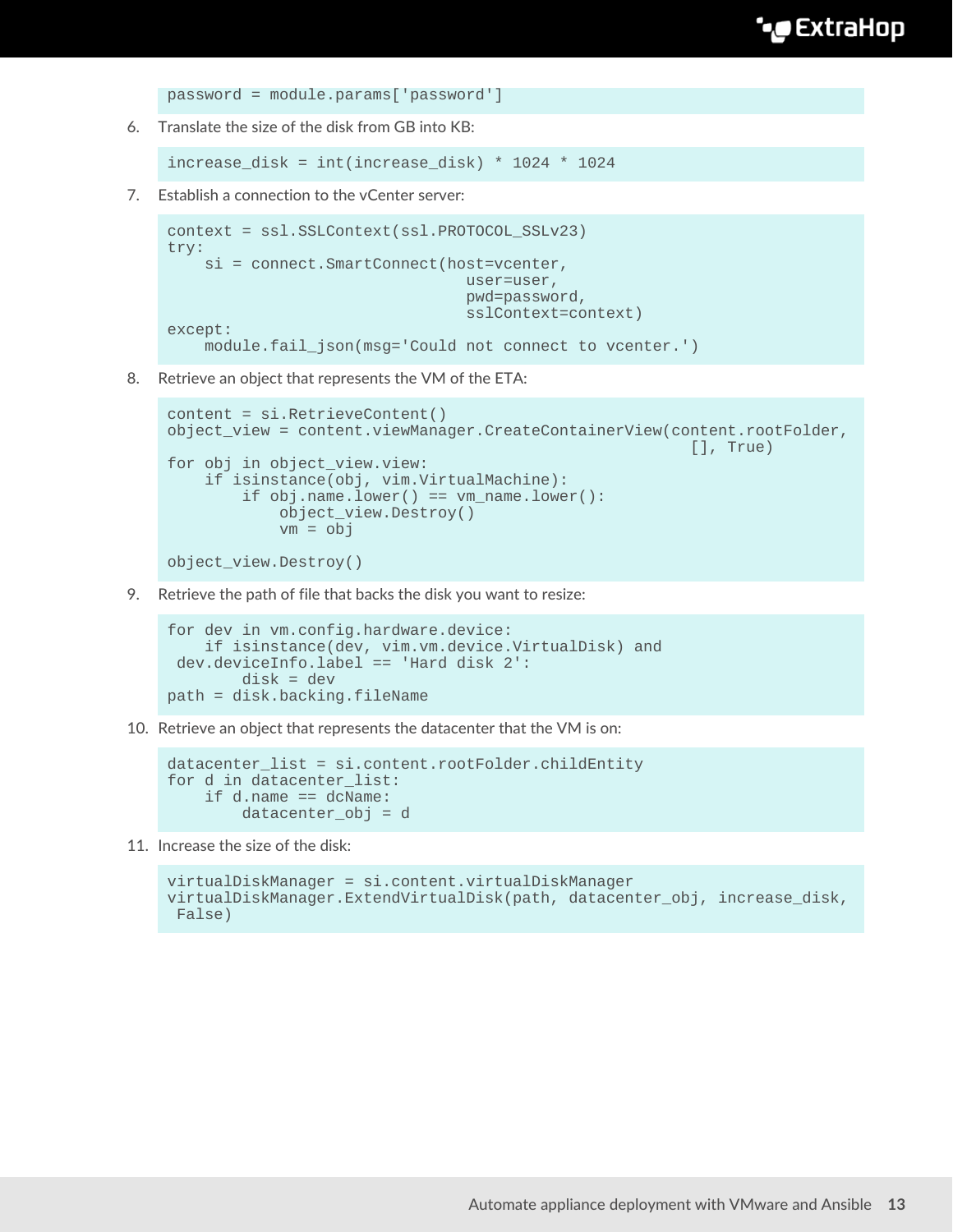```
password = module.params['password']
```

6. Translate the size of the disk from GB into KB:

```
increase_disk = int(increase_disk) * 1024 * 1024
```

7. Establish a connection to the vCenter server:

```
context = ssl.SSLContext(ssl.PROTOCOL_SSLv23)
try:
    si = connect.SmartConnect(host=vcenter,
                              user=user,
                              pwd=password,
                              sslContext=context)
except:
    module.fail_json(msg='Could not connect to vcenter.')
```

8. Retrieve an object that represents the VM of the ETA:

```
content = si.RetrieveContent()
object_view = content.viewManager.CreateContainerView(content.rootFolder,
                                                      [], True)
for obj in object_view.view:
    if isinstance(obj, vim.VirtualMachine):
        if obj.name.lower() == vm_name.lower():
            object_view.Destroy()
            vm = obj

object_view.Destroy()
```

9. Retrieve the path of file that backs the disk you want to resize:

```
for dev in vm.config.hardware.device:
    if isinstance(dev, vim.vm.device.VirtualDisk) and
 dev.deviceInfo.label == 'Hard disk 2':
        disk = dev
path = disk.backing.fileName
```

10. Retrieve an object that represents the datacenter that the VM is on:

```
datacenter_list = si.content.rootFolder.childEntity
for d in datacenter_list:
    if d.name == dcName:
        datacenter_obj = d
```

11. Increase the size of the disk:

```
virtualDiskManager = si.content.virtualDiskManager
virtualDiskManager.ExtendVirtualDisk(path, datacenter_obj, increase_disk,
 False)
```